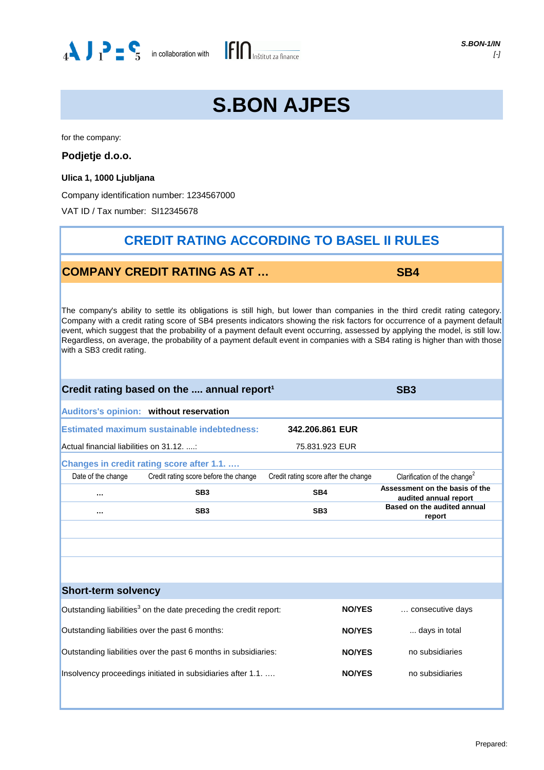AJPES in collaboration with IFIN Inštitut za finance

*S.BON-1/IN*
*[-]*

# S.BON AJPES

for the company:

**Podjetje d.o.o.**

**Ulica 1, 1000 Ljubljana**

Company identification number: 1234567000

VAT ID / Tax number: SI12345678

## CREDIT RATING ACCORDING TO BASEL II RULES

### COMPANY CREDIT RATING AS AT … **SB4**

The company's ability to settle its obligations is still high, but lower than companies in the third credit rating category. Company with a credit rating score of SB4 presents indicators showing the risk factors for occurrence of a payment default event, which suggest that the probability of a payment default event occurring, assessed by applying the model, is still low. Regardless, on average, the probability of a payment default event in companies with a SB4 rating is higher than with those with a SB3 credit rating.

### Credit rating based on the .... annual report[1] **SB3**

Auditors's opinion: **without reservation**

Estimated maximum sustainable indebtedness: **342.206.861 EUR**

Actual financial liabilities on 31.12. ....: 75.831.923 EUR

Changes in credit rating score after 1.1. ….

| Date of the change | Credit rating score before the change | Credit rating score after the change | Clarification of the change[2] |
|---|---|---|---|
| **…** | **SB3** | **SB4** | **Assessment on the basis of the audited annual report** |
| **…** | **SB3** | **SB3** | **Based on the audited annual report** |

### Short-term solvency

| | | |
|---|---|---|
| Outstanding liabilities[3] on the date preceding the credit report: | **NO/YES** | … consecutive days |
| Outstanding liabilities over the past 6 months: | **NO/YES** | ... days in total |
| Outstanding liabilities over the past 6 months in subsidiaries: | **NO/YES** | no subsidiaries |
| Insolvency proceedings initiated in subsidiaries after 1.1. …. | **NO/YES** | no subsidiaries |

Prepared: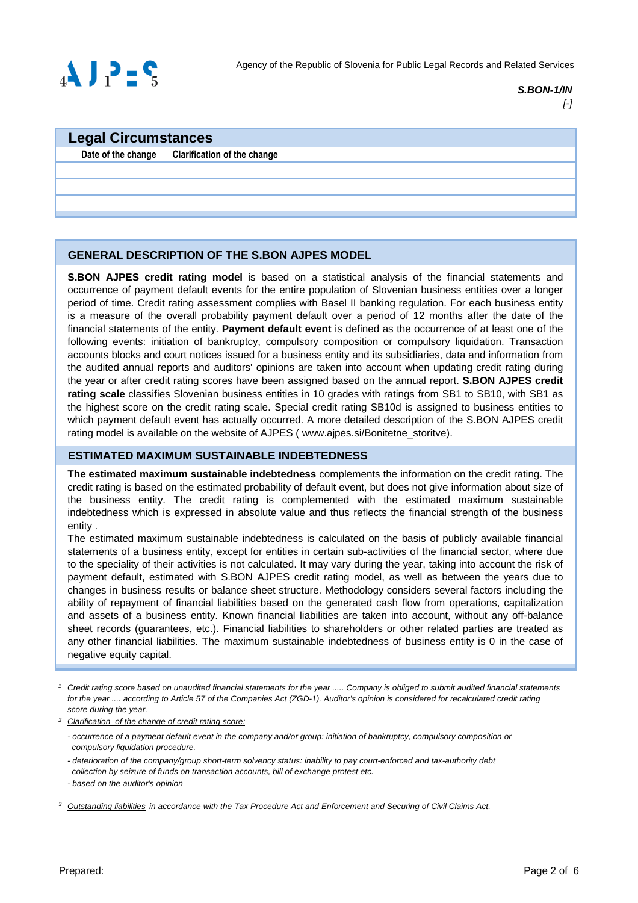Agency of the Republic of Slovenia for Public Legal Records and Related Services

*S.BON-1/IN*
*[-]*

## Legal Circumstances

| Date of the change | Clarification of the change |
|---|---|
| | |
| | |
| | |

## GENERAL DESCRIPTION OF THE S.BON AJPES MODEL

**S.BON AJPES credit rating model** is based on a statistical analysis of the financial statements and occurrence of payment default events for the entire population of Slovenian business entities over a longer period of time. Credit rating assessment complies with Basel II banking regulation. For each business entity is a measure of the overall probability payment default over a period of 12 months after the date of the financial statements of the entity. **Payment default event** is defined as the occurrence of at least one of the following events: initiation of bankruptcy, compulsory composition or compulsory liquidation. Transaction accounts blocks and court notices issued for a business entity and its subsidiaries, data and information from the audited annual reports and auditors' opinions are taken into account when updating credit rating during the year or after credit rating scores have been assigned based on the annual report. **S.BON AJPES credit rating scale** classifies Slovenian business entities in 10 grades with ratings from SB1 to SB10, with SB1 as the highest score on the credit rating scale. Special credit rating SB10d is assigned to business entities to which payment default event has actually occurred. A more detailed description of the S.BON AJPES credit rating model is available on the website of AJPES ( www.ajpes.si/Bonitetne_storitve).

## ESTIMATED MAXIMUM SUSTAINABLE INDEBTEDNESS

**The estimated maximum sustainable indebtedness** complements the information on the credit rating. The credit rating is based on the estimated probability of default event, but does not give information about size of the business entity. The credit rating is complemented with the estimated maximum sustainable indebtedness which is expressed in absolute value and thus reflects the financial strength of the business entity .

The estimated maximum sustainable indebtedness is calculated on the basis of publicly available financial statements of a business entity, except for entities in certain sub-activities of the financial sector, where due to the speciality of their activities is not calculated. It may vary during the year, taking into account the risk of payment default, estimated with S.BON AJPES credit rating model, as well as between the years due to changes in business results or balance sheet structure. Methodology considers several factors including the ability of repayment of financial liabilities based on the generated cash flow from operations, capitalization and assets of a business entity. Known financial liabilities are taken into account, without any off-balance sheet records (guarantees, etc.). Financial liabilities to shareholders or other related parties are treated as any other financial liabilities. The maximum sustainable indebtedness of business entity is 0 in the case of negative equity capital.

[1] *Credit rating score based on unaudited financial statements for the year ..... Company is obliged to submit audited financial statements for the year .... according to Article 57 of the Companies Act (ZGD-1). Auditor's opinion is considered for recalculated credit rating score during the year.*

[2] *Clarification of the change of credit rating score:*

- *occurrence of a payment default event in the company and/or group: initiation of bankruptcy, compulsory composition or compulsory liquidation procedure.*
- *deterioration of the company/group short-term solvency status: inability to pay court-enforced and tax-authority debt collection by seizure of funds on transaction accounts, bill of exchange protest etc.*
- *based on the auditor's opinion*

[3] *Outstanding liabilities in accordance with the Tax Procedure Act and Enforcement and Securing of Civil Claims Act.*

Prepared: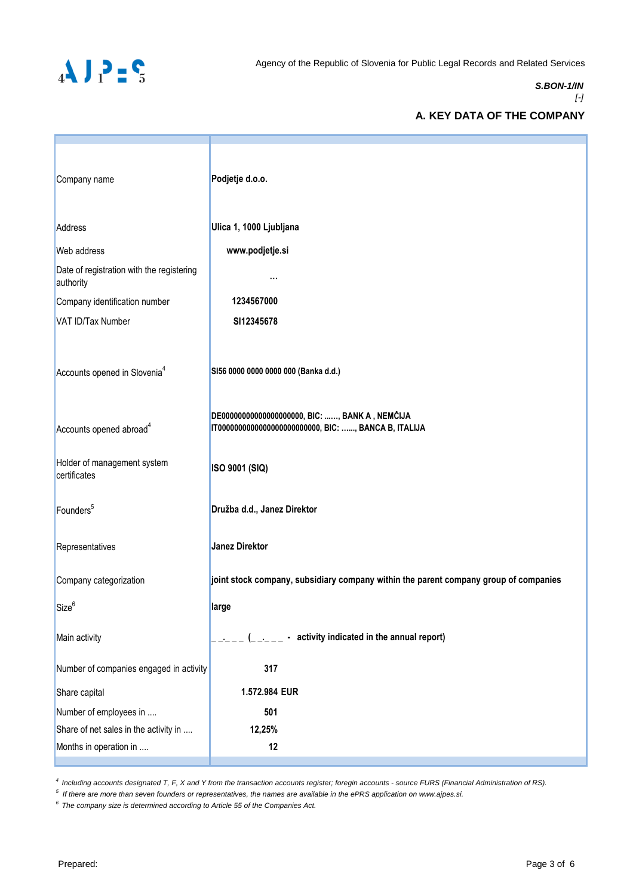Agency of the Republic of Slovenia for Public Legal Records and Related Services

*S.BON-1/IN*
*[-]*

## A. KEY DATA OF THE COMPANY

| | |
|---|---|
| Company name | **Podjetje d.o.o.** |
| Address | **Ulica 1, 1000 Ljubljana** |
| Web address | **www.podjetje.si** |
| Date of registration with the registering authority | **...** |
| Company identification number | **1234567000** |
| VAT ID/Tax Number | **SI12345678** |
| Accounts opened in Slovenia[4] | **SI56 0000 0000 0000 000 (Banka d.d.)** |
| Accounts opened abroad[4] | **DE00000000000000000000, BIC: ......, BANK A , NEMČIJA**<br>**IT000000000000000000000000000, BIC: ......, BANCA B, ITALIJA** |
| Holder of management system certificates | **ISO 9001 (SIQ)** |
| Founders[5] | **Družba d.d., Janez Direktor** |
| Representatives | **Janez Direktor** |
| Company categorization | **joint stock company, subsidiary company within the parent company group of companies** |
| Size[6] | **large** |
| Main activity | **_ _._ _ _ (_ _._ _ _ - activity indicated in the annual report)** |
| Number of companies engaged in activity | **317** |
| Share capital | **1.572.984 EUR** |
| Number of employees in .... | **501** |
| Share of net sales in the activity in .... | **12,25%** |
| Months in operation in .... | **12** |

*[4] Including accounts designated T, F, X and Y from the transaction accounts register; foregin accounts - source FURS (Financial Administration of RS).*

*[5] If there are more than seven founders or representatives, the names are available in the ePRS application on www.ajpes.si.*

*[6] The company size is determined according to Article 55 of the Companies Act.*

Prepared: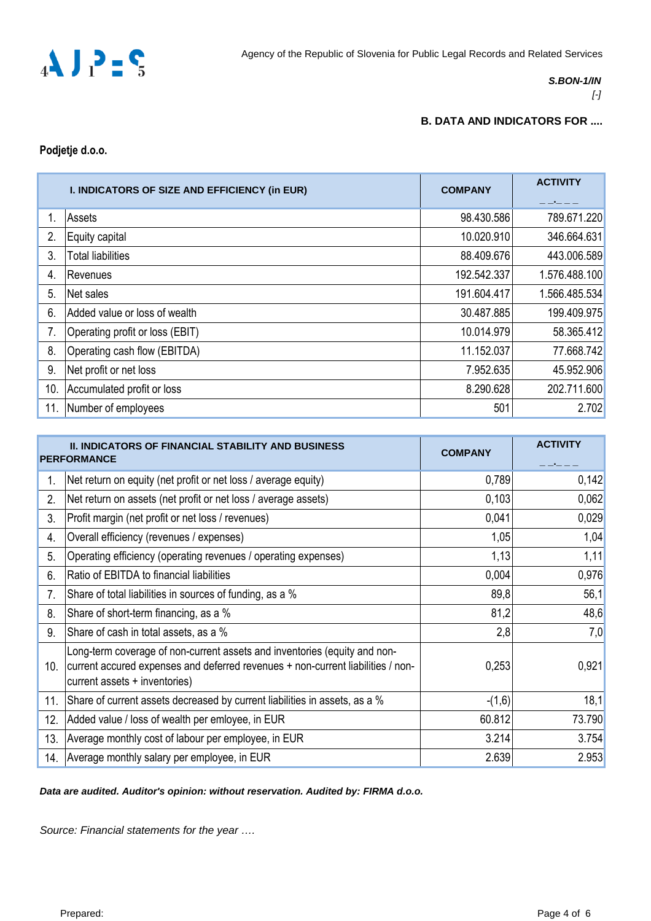Agency of the Republic of Slovenia for Public Legal Records and Related Services

***S.BON-1/IN***
*[-]*

**B. DATA AND INDICATORS FOR ....**

**Podjetje d.o.o.**

| | I. INDICATORS OF SIZE AND EFFICIENCY (in EUR) | COMPANY | ACTIVITY __.___ |
|---|---|---|---|
| 1. | Assets | 98.430.586 | 789.671.220 |
| 2. | Equity capital | 10.020.910 | 346.664.631 |
| 3. | Total liabilities | 88.409.676 | 443.006.589 |
| 4. | Revenues | 192.542.337 | 1.576.488.100 |
| 5. | Net sales | 191.604.417 | 1.566.485.534 |
| 6. | Added value or loss of wealth | 30.487.885 | 199.409.975 |
| 7. | Operating profit or loss (EBIT) | 10.014.979 | 58.365.412 |
| 8. | Operating cash flow (EBITDA) | 11.152.037 | 77.668.742 |
| 9. | Net profit or net loss | 7.952.635 | 45.952.906 |
| 10. | Accumulated profit or loss | 8.290.628 | 202.711.600 |
| 11. | Number of employees | 501 | 2.702 |

| | II. INDICATORS OF FINANCIAL STABILITY AND BUSINESS PERFORMANCE | COMPANY | ACTIVITY __.___ |
|---|---|---|---|
| 1. | Net return on equity (net profit or net loss / average equity) | 0,789 | 0,142 |
| 2. | Net return on assets (net profit or net loss / average assets) | 0,103 | 0,062 |
| 3. | Profit margin (net profit or net loss / revenues) | 0,041 | 0,029 |
| 4. | Overall efficiency (revenues / expenses) | 1,05 | 1,04 |
| 5. | Operating efficiency (operating revenues / operating expenses) | 1,13 | 1,11 |
| 6. | Ratio of EBITDA to financial liabilities | 0,004 | 0,976 |
| 7. | Share of total liabilities in sources of funding, as a % | 89,8 | 56,1 |
| 8. | Share of short-term financing, as a % | 81,2 | 48,6 |
| 9. | Share of cash in total assets, as a % | 2,8 | 7,0 |
| 10. | Long-term coverage of non-current assets and inventories (equity and non-current accured expenses and deferred revenues + non-current liabilities / non-current assets + inventories) | 0,253 | 0,921 |
| 11. | Share of current assets decreased by current liabilities in assets, as a % | -(1,6) | 18,1 |
| 12. | Added value / loss of wealth per emloyee, in EUR | 60.812 | 73.790 |
| 13. | Average monthly cost of labour per employee, in EUR | 3.214 | 3.754 |
| 14. | Average monthly salary per employee, in EUR | 2.639 | 2.953 |

***Data are audited. Auditor's opinion: without reservation. Audited by: FIRMA d.o.o.***

*Source: Financial statements for the year ….*

Prepared: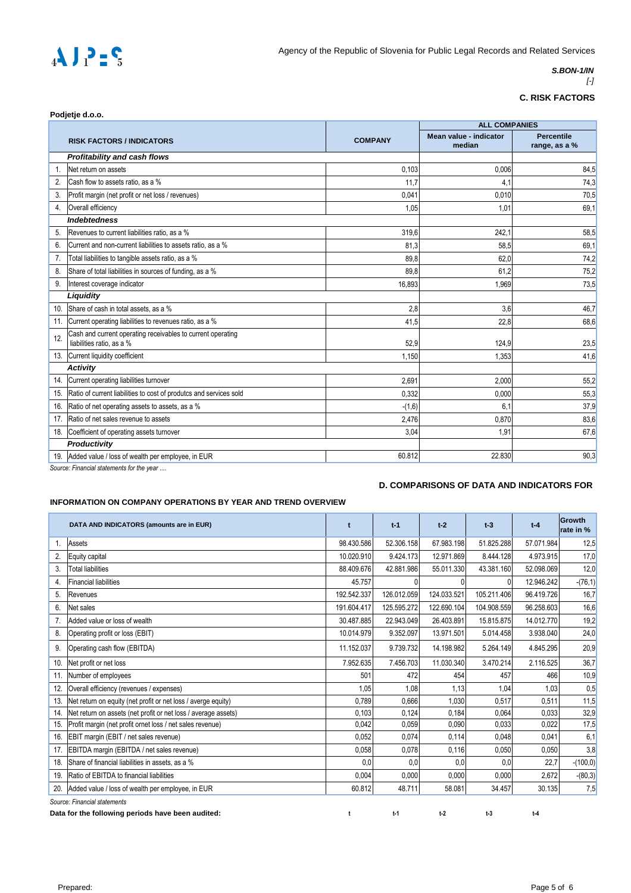Agency of the Republic of Slovenia for Public Legal Records and Related Services

*S.BON-1/IN*
*[-]*

## C. RISK FACTORS

**Podjetje d.o.o.**

| | RISK FACTORS / INDICATORS | COMPANY | ALL COMPANIES | |
|---|---|---|---|---|
| | | | Mean value - indicator median | Percentile range, as a % |
| | ***Profitability and cash flows*** | | | |
| 1. | Net return on assets | 0,103 | 0,006 | 84,5 |
| 2. | Cash flow to assets ratio, as a % | 11,7 | 4,1 | 74,3 |
| 3. | Profit margin (net profit or net loss / revenues) | 0,041 | 0,010 | 70,5 |
| 4. | Overall efficiency | 1,05 | 1,01 | 69,1 |
| | ***Indebtedness*** | | | |
| 5. | Revenues to current liabilities ratio, as a % | 319,6 | 242,1 | 58,5 |
| 6. | Current and non-current liabilities to assets ratio, as a % | 81,3 | 58,5 | 69,1 |
| 7. | Total liabilities to tangible assets ratio, as a % | 89,8 | 62,0 | 74,2 |
| 8. | Share of total liabilities in sources of funding, as a % | 89,8 | 61,2 | 75,2 |
| 9. | Interest coverage indicator | 16,893 | 1,969 | 73,5 |
| | ***Liquidity*** | | | |
| 10. | Share of cash in total assets, as a % | 2,8 | 3,6 | 46,7 |
| 11. | Current operating liabilities to revenues ratio, as a % | 41,5 | 22,8 | 68,6 |
| 12. | Cash and current operating receivables to current operating liabilities ratio, as a % | 52,9 | 124,9 | 23,5 |
| 13. | Current liquidity coefficient | 1,150 | 1,353 | 41,6 |
| | ***Activity*** | | | |
| 14. | Current operating liabilities turnover | 2,691 | 2,000 | 55,2 |
| 15. | Ratio of current liabilities to cost of produtcs and services sold | 0,332 | 0,000 | 55,3 |
| 16. | Ratio of net operating assets to assets, as a % | -(1,6) | 6,1 | 37,9 |
| 17. | Ratio of net sales revenue to assets | 2,476 | 0,870 | 83,6 |
| 18. | Coefficient of operating assets turnover | 3,04 | 1,91 | 67,6 |
| | ***Productivity*** | | | |
| 19. | Added value / loss of wealth per employee, in EUR | 60.812 | 22.830 | 90,3 |

*Source: Financial statements for the year ....*

## D. COMPARISONS OF DATA AND INDICATORS FOR

**INFORMATION ON COMPANY OPERATIONS BY YEAR AND TREND OVERVIEW**

| | DATA AND INDICATORS (amounts are in EUR) | t | t-1 | t-2 | t-3 | t-4 | Growth rate in % |
|---|---|---|---|---|---|---|---|
| 1. | Assets | 98.430.586 | 52.306.158 | 67.983.198 | 51.825.288 | 57.071.984 | 12,5 |
| 2. | Equity capital | 10.020.910 | 9.424.173 | 12.971.869 | 8.444.128 | 4.973.915 | 17,0 |
| 3. | Total liabilities | 88.409.676 | 42.881.986 | 55.011.330 | 43.381.160 | 52.098.069 | 12,0 |
| 4. | Financial liabilities | 45.757 | 0 | 0 | 0 | 12.946.242 | -(76,1) |
| 5. | Revenues | 192.542.337 | 126.012.059 | 124.033.521 | 105.211.406 | 96.419.726 | 16,7 |
| 6. | Net sales | 191.604.417 | 125.595.272 | 122.690.104 | 104.908.559 | 96.258.603 | 16,6 |
| 7. | Added value or loss of wealth | 30.487.885 | 22.943.049 | 26.403.891 | 15.815.875 | 14.012.770 | 19,2 |
| 8. | Operating profit or loss (EBIT) | 10.014.979 | 9.352.097 | 13.971.501 | 5.014.458 | 3.938.040 | 24,0 |
| 9. | Operating cash flow (EBITDA) | 11.152.037 | 9.739.732 | 14.198.982 | 5.264.149 | 4.845.295 | 20,9 |
| 10. | Net profit or net loss | 7.952.635 | 7.456.703 | 11.030.340 | 3.470.214 | 2.116.525 | 36,7 |
| 11. | Number of employees | 501 | 472 | 454 | 457 | 466 | 10,9 |
| 12. | Overall efficiency (revenues / expenses) | 1,05 | 1,08 | 1,13 | 1,04 | 1,03 | 0,5 |
| 13. | Net return on equity (net profit or net loss / averge equity) | 0,789 | 0,666 | 1,030 | 0,517 | 0,511 | 11,5 |
| 14. | Net return on assets (net profit or net loss / average assets) | 0,103 | 0,124 | 0,184 | 0,064 | 0,033 | 32,9 |
| 15. | Profit margin (net profit ornet loss / net sales revenue) | 0,042 | 0,059 | 0,090 | 0,033 | 0,022 | 17,5 |
| 16. | EBIT margin (EBIT / net sales revenue) | 0,052 | 0,074 | 0,114 | 0,048 | 0,041 | 6,1 |
| 17. | EBITDA margin (EBITDA / net sales revenue) | 0,058 | 0,078 | 0,116 | 0,050 | 0,050 | 3,8 |
| 18. | Share of financial liabilities in assets, as a % | 0,0 | 0,0 | 0,0 | 0,0 | 22,7 | -(100,0) |
| 19. | Ratio of EBITDA to financial liabilities | 0,004 | 0,000 | 0,000 | 0,000 | 2,672 | -(80,3) |
| 20. | Added value / loss of wealth per employee, in EUR | 60.812 | 48.711 | 58.081 | 34.457 | 30.135 | 7,5 |

*Source: Financial statements*

**Data for the following periods have been audited:** t t-1 t-2 t-3 t-4

Prepared: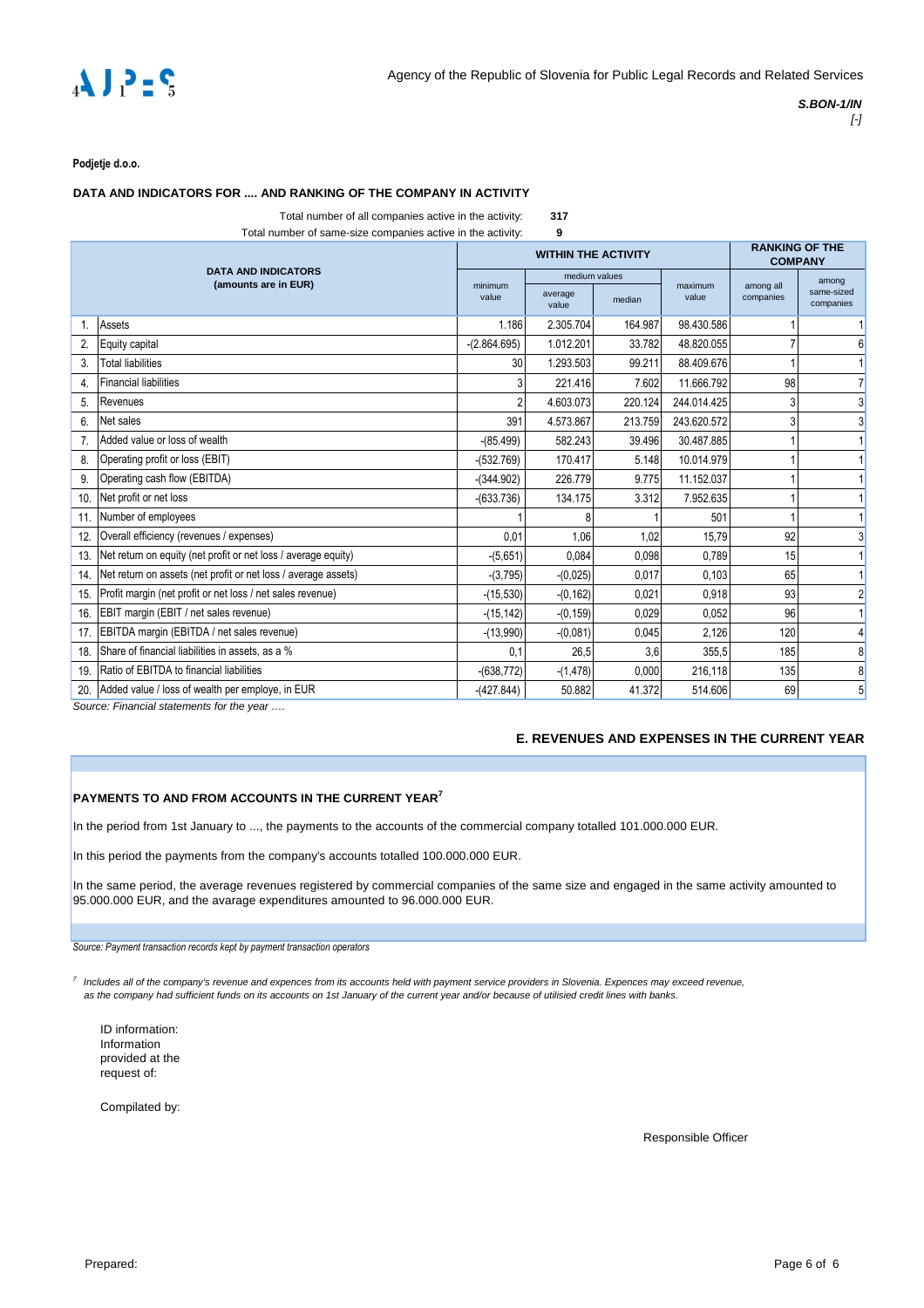Agency of the Republic of Slovenia for Public Legal Records and Related Services

***S.BON-1/IN***
*[-]*

**Podjetje d.o.o.**

### DATA AND INDICATORS FOR .... AND RANKING OF THE COMPANY IN ACTIVITY

Total number of all companies active in the activity: **317**
Total number of same-size companies active in the activity: **9**

| | DATA AND INDICATORS (amounts are in EUR) | WITHIN THE ACTIVITY | | | | RANKING OF THE COMPANY | |
|---|---|---|---|---|---|---|---|
| | | minimum value | medium values | | maximum value | among all companies | among same-sized companies |
| | | | average value | median | | | |
| 1. | Assets | 1.186 | 2.305.704 | 164.987 | 98.430.586 | 1 | 1 |
| 2. | Equity capital | -(2.864.695) | 1.012.201 | 33.782 | 48.820.055 | 7 | 6 |
| 3. | Total liabilities | 30 | 1.293.503 | 99.211 | 88.409.676 | 1 | 1 |
| 4. | Financial liabilities | 3 | 221.416 | 7.602 | 11.666.792 | 98 | 7 |
| 5. | Revenues | 2 | 4.603.073 | 220.124 | 244.014.425 | 3 | 3 |
| 6. | Net sales | 391 | 4.573.867 | 213.759 | 243.620.572 | 3 | 3 |
| 7. | Added value or loss of wealth | -(85.499) | 582.243 | 39.496 | 30.487.885 | 1 | 1 |
| 8. | Operating profit or loss (EBIT) | -(532.769) | 170.417 | 5.148 | 10.014.979 | 1 | 1 |
| 9. | Operating cash flow (EBITDA) | -(344.902) | 226.779 | 9.775 | 11.152.037 | 1 | 1 |
| 10. | Net profit or net loss | -(633.736) | 134.175 | 3.312 | 7.952.635 | 1 | 1 |
| 11. | Number of employees | 1 | 8 | 1 | 501 | 1 | 1 |
| 12. | Overall efficiency (revenues / expenses) | 0,01 | 1,06 | 1,02 | 15,79 | 92 | 3 |
| 13. | Net return on equity (net profit or net loss / average equity) | -(5,651) | 0,084 | 0,098 | 0,789 | 15 | 1 |
| 14. | Net return on assets (net profit or net loss / average assets) | -(3,795) | -(0,025) | 0,017 | 0,103 | 65 | 1 |
| 15. | Profit margin (net profit or net loss / net sales revenue) | -(15,530) | -(0,162) | 0,021 | 0,918 | 93 | 2 |
| 16. | EBIT margin (EBIT / net sales revenue) | -(15,142) | -(0,159) | 0,029 | 0,052 | 96 | 1 |
| 17. | EBITDA margin (EBITDA / net sales revenue) | -(13,990) | -(0,081) | 0,045 | 2,126 | 120 | 4 |
| 18. | Share of financial liabilities in assets, as a % | 0,1 | 26,5 | 3,6 | 355,5 | 185 | 8 |
| 19. | Ratio of EBITDA to financial liabilities | -(638,772) | -(1,478) | 0,000 | 216,118 | 135 | 8 |
| 20. | Added value / loss of wealth per employe, in EUR | -(427.844) | 50.882 | 41.372 | 514.606 | 69 | 5 |

*Source: Financial statements for the year ….*

### E. REVENUES AND EXPENSES IN THE CURRENT YEAR

#### PAYMENTS TO AND FROM ACCOUNTS IN THE CURRENT YEAR[7]

In the period from 1st January to ..., the payments to the accounts of the commercial company totalled 101.000.000 EUR.

In this period the payments from the company's accounts totalled 100.000.000 EUR.

In the same period, the average revenues registered by commercial companies of the same size and engaged in the same activity amounted to 95.000.000 EUR, and the avarage expenditures amounted to 96.000.000 EUR.

*Source: Payment transaction records kept by payment transaction operators*

*[7] Includes all of the company's revenue and expences from its accounts held with payment service providers in Slovenia. Expences may exceed revenue, as the company had sufficient funds on its accounts on 1st January of the current year and/or because of utilisied credit lines with banks.*

ID information:
Information provided at the request of:

Compilated by:

Responsible Officer

Prepared: